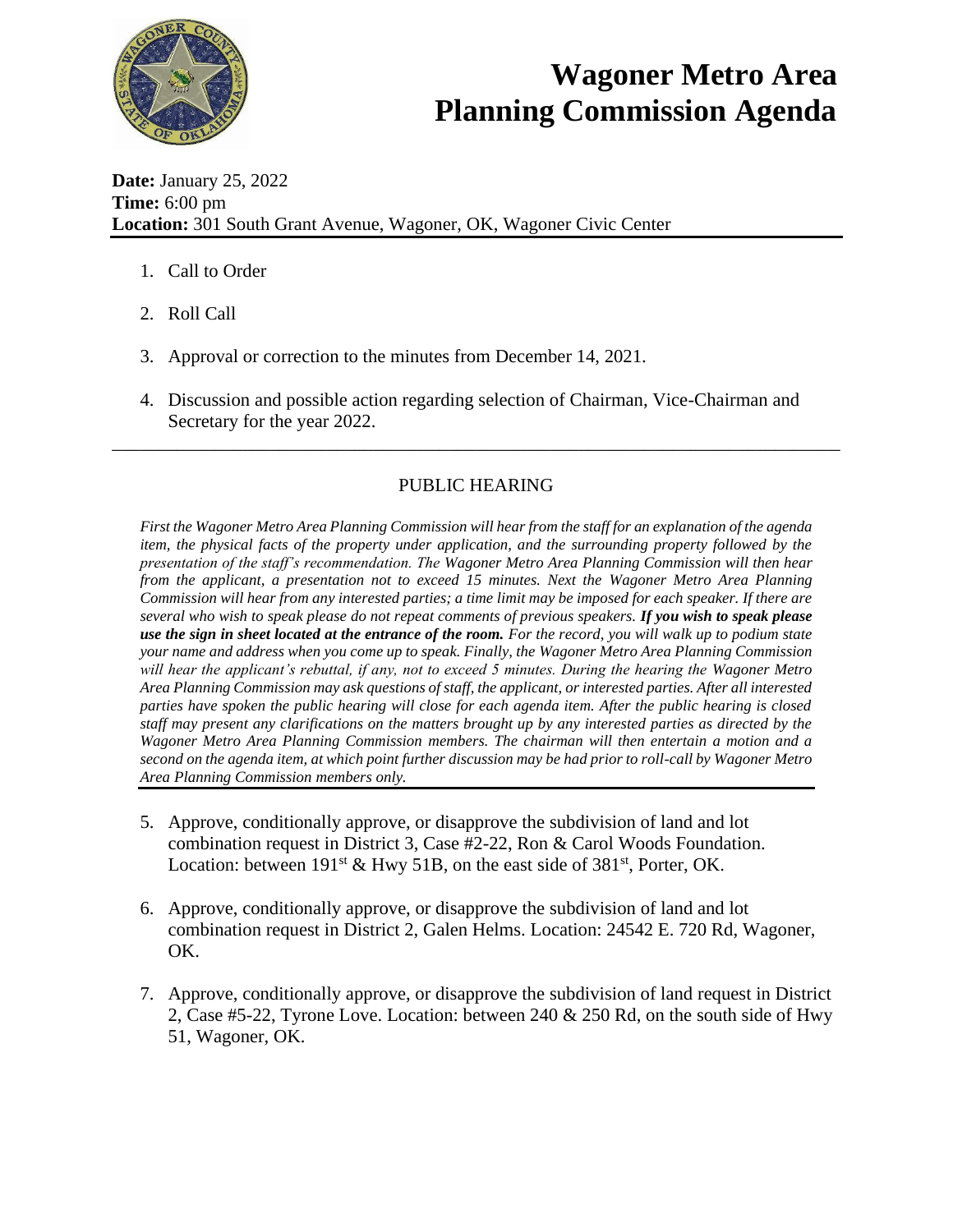# Wagoner Metro Area Planning Commission Agenda

**Date:** January 25, 2022
**Time:** 6:00 pm
**Location:** 301 South Grant Avenue, Wagoner, OK, Wagoner Civic Center

1. Call to Order

2. Roll Call

3. Approval or correction to the minutes from December 14, 2021.

4. Discussion and possible action regarding selection of Chairman, Vice-Chairman and Secretary for the year 2022.

---

## PUBLIC HEARING

*First the Wagoner Metro Area Planning Commission will hear from the staff for an explanation of the agenda item, the physical facts of the property under application, and the surrounding property followed by the presentation of the staff's recommendation. The Wagoner Metro Area Planning Commission will then hear from the applicant, a presentation not to exceed 15 minutes. Next the Wagoner Metro Area Planning Commission will hear from any interested parties; a time limit may be imposed for each speaker. If there are several who wish to speak please do not repeat comments of previous speakers.* ***If you wish to speak please use the sign in sheet located at the entrance of the room.*** *For the record, you will walk up to podium state your name and address when you come up to speak. Finally, the Wagoner Metro Area Planning Commission will hear the applicant's rebuttal, if any, not to exceed 5 minutes. During the hearing the Wagoner Metro Area Planning Commission may ask questions of staff, the applicant, or interested parties. After all interested parties have spoken the public hearing will close for each agenda item. After the public hearing is closed staff may present any clarifications on the matters brought up by any interested parties as directed by the Wagoner Metro Area Planning Commission members. The chairman will then entertain a motion and a second on the agenda item, at which point further discussion may be had prior to roll-call by Wagoner Metro Area Planning Commission members only.*

5. Approve, conditionally approve, or disapprove the subdivision of land and lot combination request in District 3, Case #2-22, Ron & Carol Woods Foundation. Location: between 191st & Hwy 51B, on the east side of 381st, Porter, OK.

6. Approve, conditionally approve, or disapprove the subdivision of land and lot combination request in District 2, Galen Helms. Location: 24542 E. 720 Rd, Wagoner, OK.

7. Approve, conditionally approve, or disapprove the subdivision of land request in District 2, Case #5-22, Tyrone Love. Location: between 240 & 250 Rd, on the south side of Hwy 51, Wagoner, OK.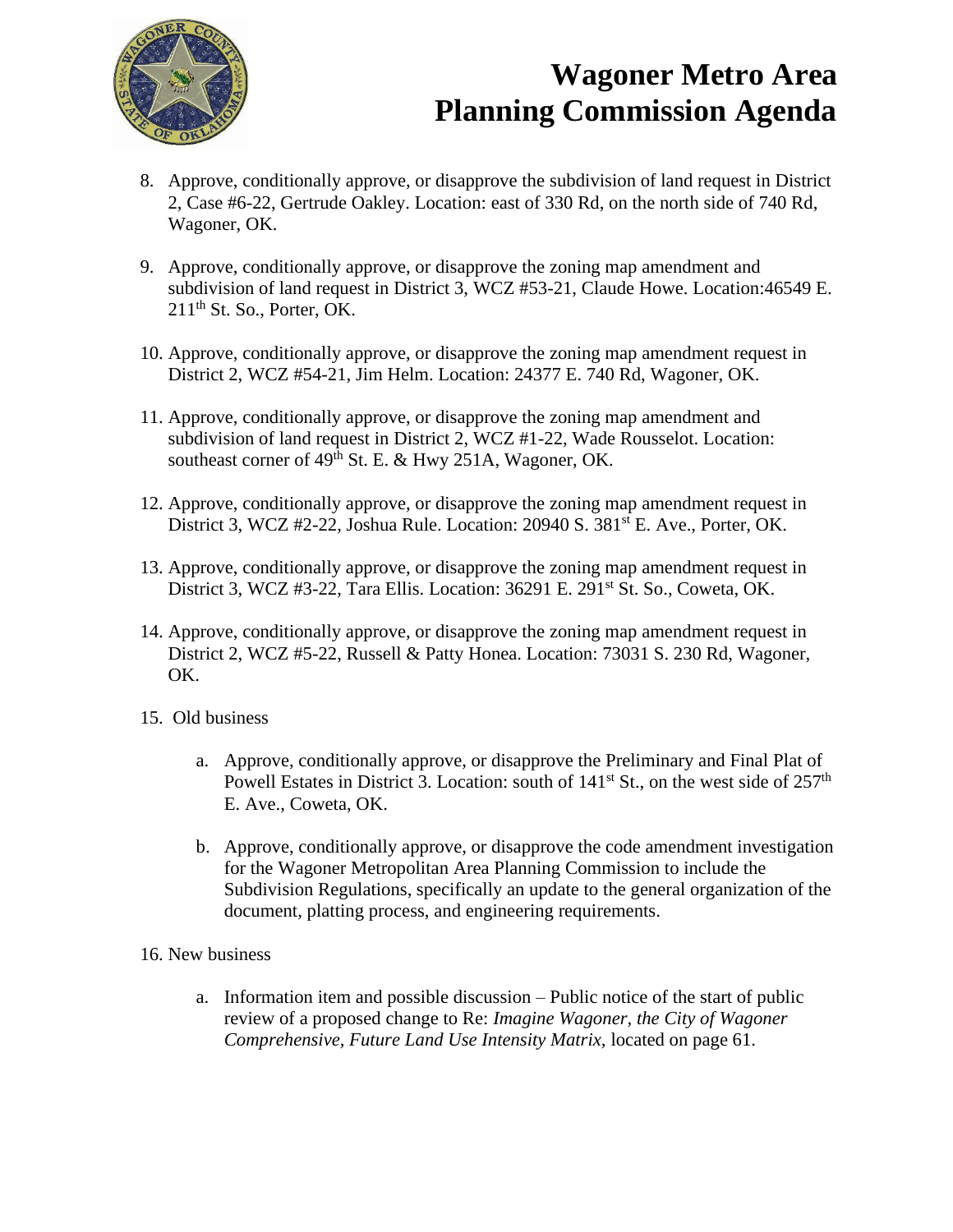# Wagoner Metro Area Planning Commission Agenda

8. Approve, conditionally approve, or disapprove the subdivision of land request in District 2, Case #6-22, Gertrude Oakley. Location: east of 330 Rd, on the north side of 740 Rd, Wagoner, OK.

9. Approve, conditionally approve, or disapprove the zoning map amendment and subdivision of land request in District 3, WCZ #53-21, Claude Howe. Location:46549 E. 211th St. So., Porter, OK.

10. Approve, conditionally approve, or disapprove the zoning map amendment request in District 2, WCZ #54-21, Jim Helm. Location: 24377 E. 740 Rd, Wagoner, OK.

11. Approve, conditionally approve, or disapprove the zoning map amendment and subdivision of land request in District 2, WCZ #1-22, Wade Rousselot. Location: southeast corner of 49th St. E. & Hwy 251A, Wagoner, OK.

12. Approve, conditionally approve, or disapprove the zoning map amendment request in District 3, WCZ #2-22, Joshua Rule. Location: 20940 S. 381st E. Ave., Porter, OK.

13. Approve, conditionally approve, or disapprove the zoning map amendment request in District 3, WCZ #3-22, Tara Ellis. Location: 36291 E. 291st St. So., Coweta, OK.

14. Approve, conditionally approve, or disapprove the zoning map amendment request in District 2, WCZ #5-22, Russell & Patty Honea. Location: 73031 S. 230 Rd, Wagoner, OK.

15. Old business

    a. Approve, conditionally approve, or disapprove the Preliminary and Final Plat of Powell Estates in District 3. Location: south of 141st St., on the west side of 257th E. Ave., Coweta, OK.

    b. Approve, conditionally approve, or disapprove the code amendment investigation for the Wagoner Metropolitan Area Planning Commission to include the Subdivision Regulations, specifically an update to the general organization of the document, platting process, and engineering requirements.

16. New business

    a. Information item and possible discussion – Public notice of the start of public review of a proposed change to Re: *Imagine Wagoner, the City of Wagoner Comprehensive, Future Land Use Intensity Matrix,* located on page 61.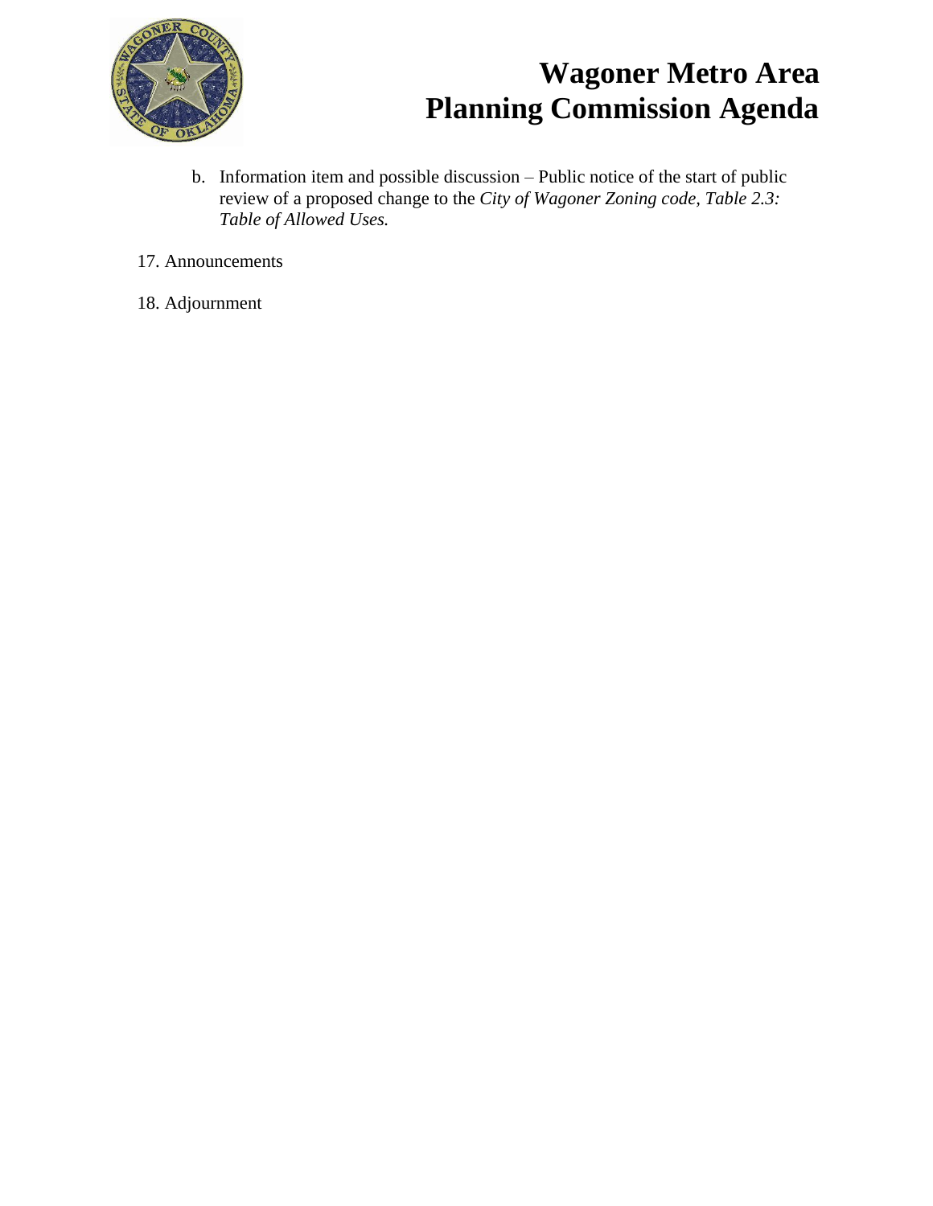# Wagoner Metro Area Planning Commission Agenda

b. Information item and possible discussion – Public notice of the start of public review of a proposed change to the *City of Wagoner Zoning code, Table 2.3: Table of Allowed Uses.*

17. Announcements

18. Adjournment